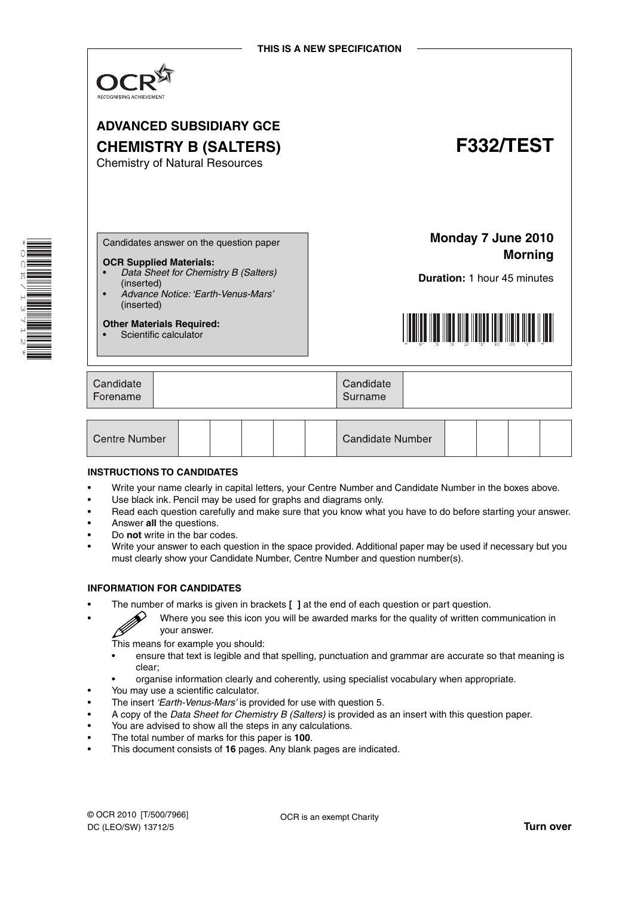THIS IS A NEW SPECIFICATION

OCR
RECOGNISING ACHIEVEMENT

# ADVANCED SUBSIDIARY GCE
# CHEMISTRY B (SALTERS)

# F332/TEST

Chemistry of Natural Resources

Candidates answer on the question paper

**OCR Supplied Materials:**
- *Data Sheet for Chemistry B (Salters)* (inserted)
- *Advance Notice: 'Earth-Venus-Mars'* (inserted)

**Other Materials Required:**
- Scientific calculator

**Monday 7 June 2010**
**Morning**

**Duration:** 1 hour 45 minutes

| Candidate Forename | | Candidate Surname | |
|---|---|---|---|

| Centre Number | | | | | | Candidate Number | | | | |
|---|---|---|---|---|---|---|---|---|---|---|

**INSTRUCTIONS TO CANDIDATES**

- Write your name clearly in capital letters, your Centre Number and Candidate Number in the boxes above.
- Use black ink. Pencil may be used for graphs and diagrams only.
- Read each question carefully and make sure that you know what you have to do before starting your answer.
- Answer **all** the questions.
- Do **not** write in the bar codes.
- Write your answer to each question in the space provided. Additional paper may be used if necessary but you must clearly show your Candidate Number, Centre Number and question number(s).

**INFORMATION FOR CANDIDATES**

- The number of marks is given in brackets **[ ]** at the end of each question or part question.
- Where you see this icon you will be awarded marks for the quality of written communication in your answer.
  This means for example you should:
  - ensure that text is legible and that spelling, punctuation and grammar are accurate so that meaning is clear;
  - organise information clearly and coherently, using specialist vocabulary when appropriate.
- You may use a scientific calculator.
- The insert *'Earth-Venus-Mars'* is provided for use with question 5.
- A copy of the *Data Sheet for Chemistry B (Salters)* is provided as an insert with this question paper.
- You are advised to show all the steps in any calculations.
- The total number of marks for this paper is **100**.
- This document consists of **16** pages. Any blank pages are indicated.

© OCR 2010 [T/500/7966]
DC (LEO/SW) 13712/5

OCR is an exempt Charity

**Turn over**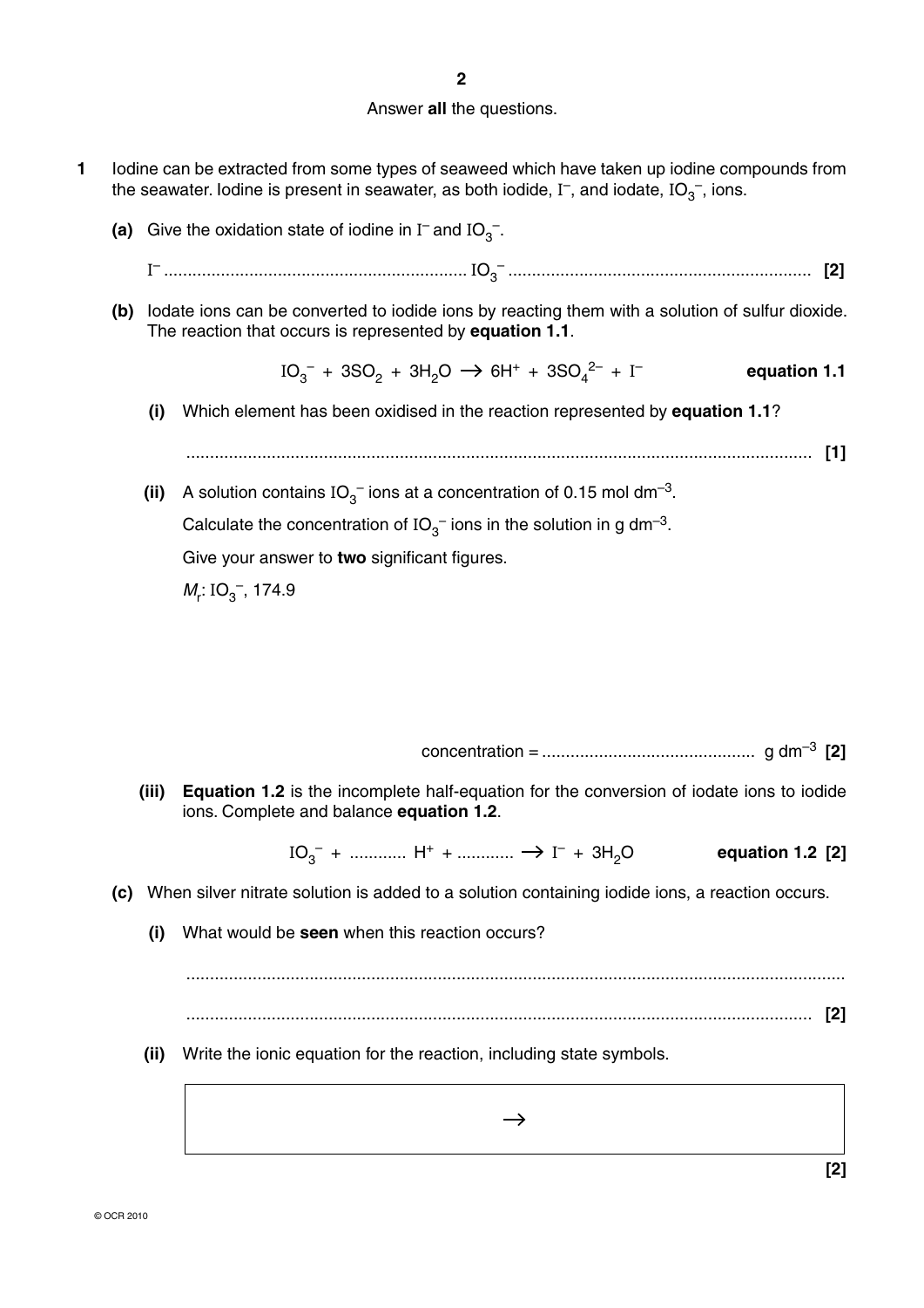Answer **all** the questions.

**1** Iodine can be extracted from some types of seaweed which have taken up iodine compounds from the seawater. Iodine is present in seawater, as both iodide, $I^-$, and iodate, $IO_3^-$, ions.

**(a)** Give the oxidation state of iodine in $I^-$ and $IO_3^-$.

$I^-$ ............................................................... $IO_3^-$ ............................................................... **[2]**

**(b)** Iodate ions can be converted to iodide ions by reacting them with a solution of sulfur dioxide. The reaction that occurs is represented by **equation 1.1**.

$$IO_3^- + 3SO_2 + 3H_2O \rightarrow 6H^+ + 3SO_4^{2-} + I^- \qquad \textbf{equation 1.1}$$

**(i)** Which element has been oxidised in the reaction represented by **equation 1.1**?

................................................................................................................................... **[1]**

**(ii)** A solution contains $IO_3^-$ ions at a concentration of 0.15 mol dm$^{-3}$.

Calculate the concentration of $IO_3^-$ ions in the solution in g dm$^{-3}$.

Give your answer to **two** significant figures.

$M_r$: $IO_3^-$, 174.9

concentration = ............................................ g dm$^{-3}$ **[2]**

**(iii)** **Equation 1.2** is the incomplete half-equation for the conversion of iodate ions to iodide ions. Complete and balance **equation 1.2**.

$$IO_3^- + \text{...........}\ H^+ + \text{...........} \rightarrow I^- + 3H_2O \qquad \textbf{equation 1.2}$$ **[2]**

**(c)** When silver nitrate solution is added to a solution containing iodide ions, a reaction occurs.

**(i)** What would be **seen** when this reaction occurs?

...................................................................................................................................

................................................................................................................................... **[2]**

**(ii)** Write the ionic equation for the reaction, including state symbols.

$$\rightarrow$$

**[2]**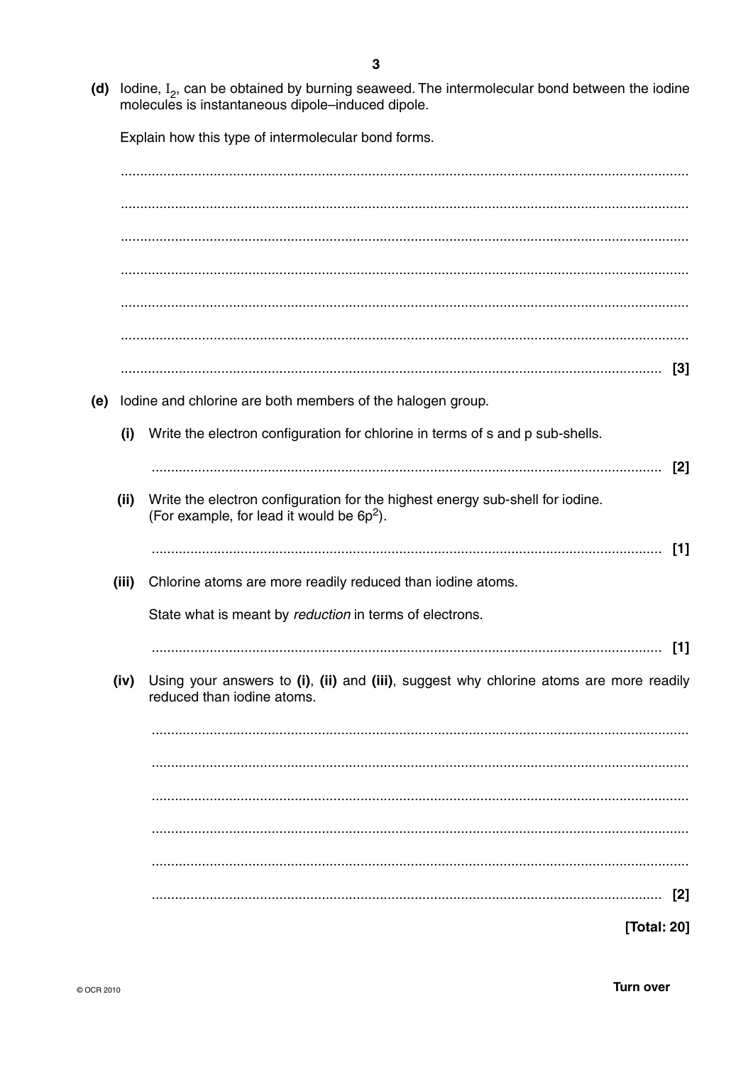**(d)** Iodine, $I_2$, can be obtained by burning seaweed. The intermolecular bond between the iodine molecules is instantaneous dipole–induced dipole.

Explain how this type of intermolecular bond forms.

.......................................................................................................................................

.......................................................................................................................................

.......................................................................................................................................

.......................................................................................................................................

.......................................................................................................................................

.......................................................................................................................................

....................................................................................................................................... [3]

**(e)** Iodine and chlorine are both members of the halogen group.

**(i)** Write the electron configuration for chlorine in terms of s and p sub-shells.

....................................................................................................................................... [2]

**(ii)** Write the electron configuration for the highest energy sub-shell for iodine. (For example, for lead it would be $6p^2$).

....................................................................................................................................... [1]

**(iii)** Chlorine atoms are more readily reduced than iodine atoms.

State what is meant by *reduction* in terms of electrons.

....................................................................................................................................... [1]

**(iv)** Using your answers to **(i)**, **(ii)** and **(iii)**, suggest why chlorine atoms are more readily reduced than iodine atoms.

.......................................................................................................................................

.......................................................................................................................................

.......................................................................................................................................

.......................................................................................................................................

.......................................................................................................................................

....................................................................................................................................... [2]

**[Total: 20]**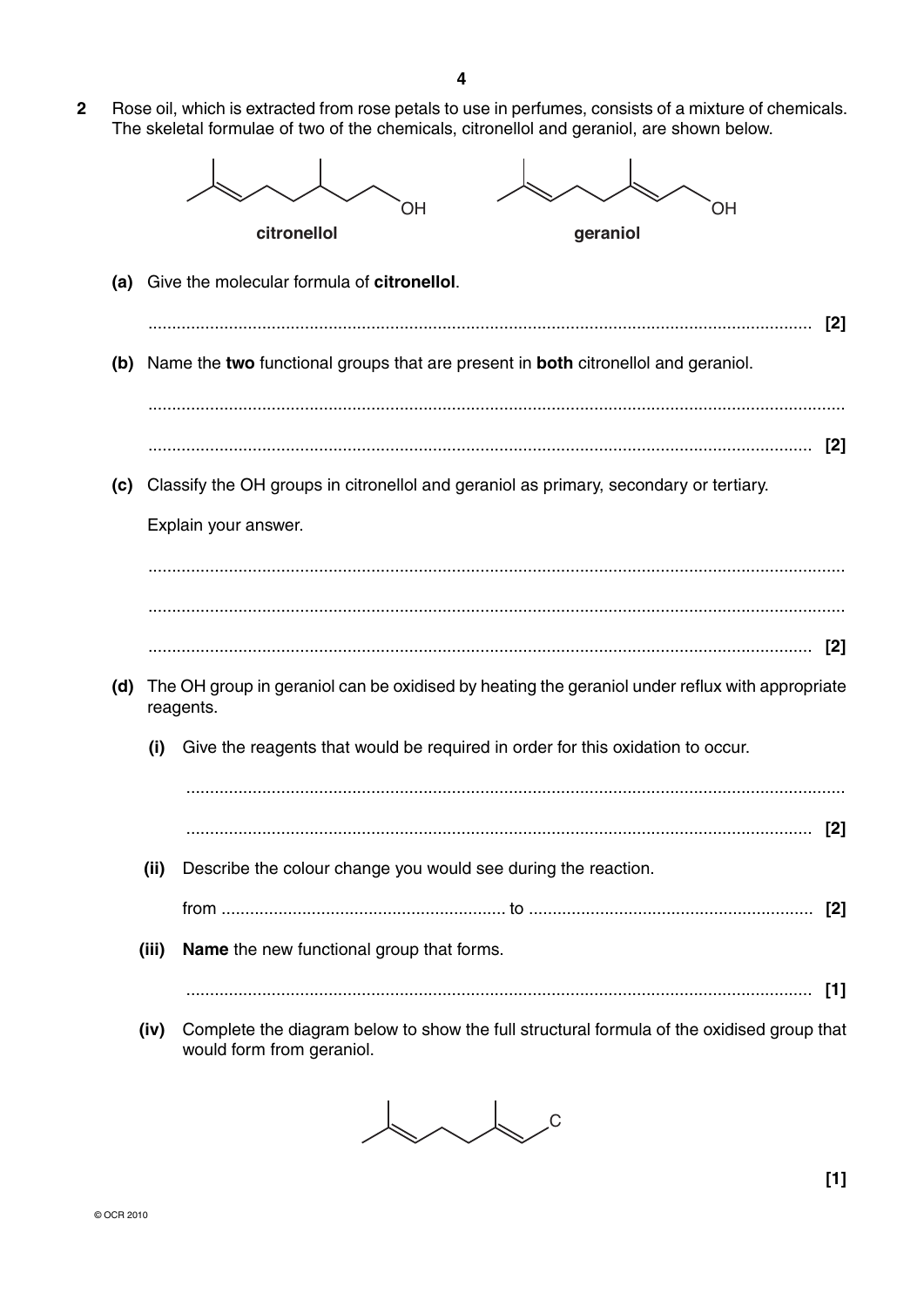**2** Rose oil, which is extracted from rose petals to use in perfumes, consists of a mixture of chemicals. The skeletal formulae of two of the chemicals, citronellol and geraniol, are shown below.

**citronellol** **geraniol**

**(a)** Give the molecular formula of **citronellol**.

........................................................................................................................................ **[2]**

**(b)** Name the **two** functional groups that are present in **both** citronellol and geraniol.

..................................................................................................................................................

........................................................................................................................................ **[2]**

**(c)** Classify the OH groups in citronellol and geraniol as primary, secondary or tertiary.

Explain your answer.

..................................................................................................................................................

..................................................................................................................................................

........................................................................................................................................ **[2]**

**(d)** The OH group in geraniol can be oxidised by heating the geraniol under reflux with appropriate reagents.

**(i)** Give the reagents that would be required in order for this oxidation to occur.

..................................................................................................................................................

........................................................................................................................................ **[2]**

**(ii)** Describe the colour change you would see during the reaction.

from ........................................................... to ........................................................... **[2]**

**(iii)** **Name** the new functional group that forms.

........................................................................................................................................ **[1]**

**(iv)** Complete the diagram below to show the full structural formula of the oxidised group that would form from geraniol.

**[1]**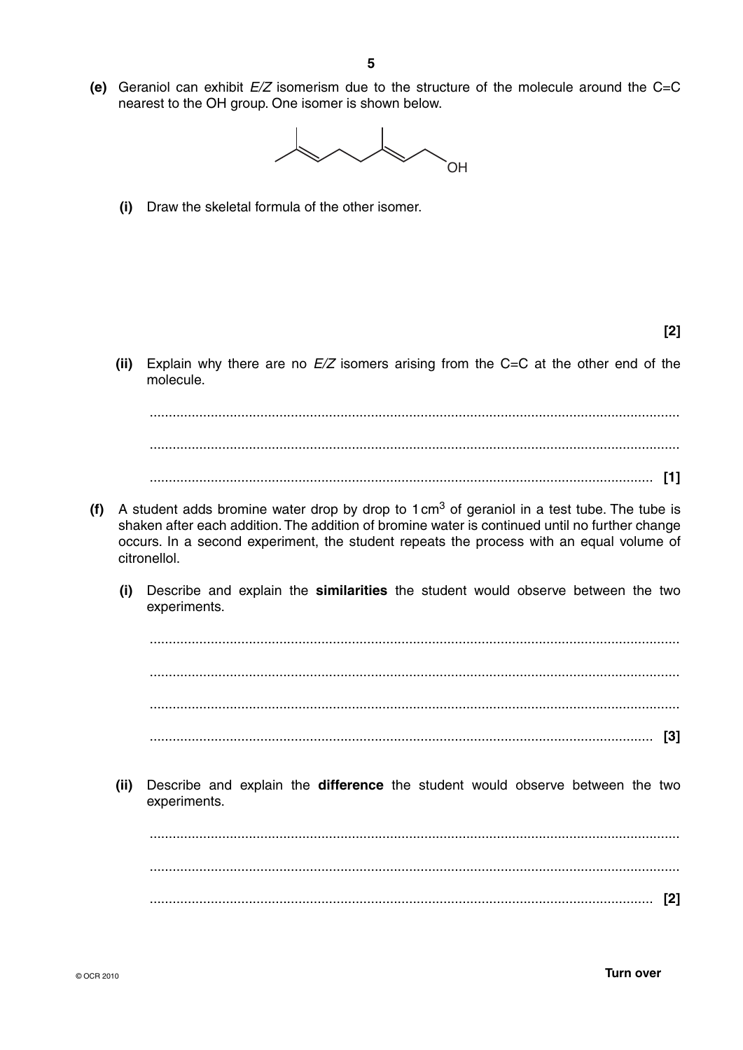**(e)** Geraniol can exhibit *E/Z* isomerism due to the structure of the molecule around the C=C nearest to the OH group. One isomer is shown below.

**(i)** Draw the skeletal formula of the other isomer.

**[2]**

**(ii)** Explain why there are no *E/Z* isomers arising from the C=C at the other end of the molecule.

.......................................................................................................................................

.......................................................................................................................................

.......................................................................................................................................  **[1]**

**(f)** A student adds bromine water drop by drop to 1 cm$^3$ of geraniol in a test tube. The tube is shaken after each addition. The addition of bromine water is continued until no further change occurs. In a second experiment, the student repeats the process with an equal volume of citronellol.

**(i)** Describe and explain the **similarities** the student would observe between the two experiments.

.......................................................................................................................................

.......................................................................................................................................

.......................................................................................................................................

.......................................................................................................................................  **[3]**

**(ii)** Describe and explain the **difference** the student would observe between the two experiments.

.......................................................................................................................................

.......................................................................................................................................

.......................................................................................................................................  **[2]**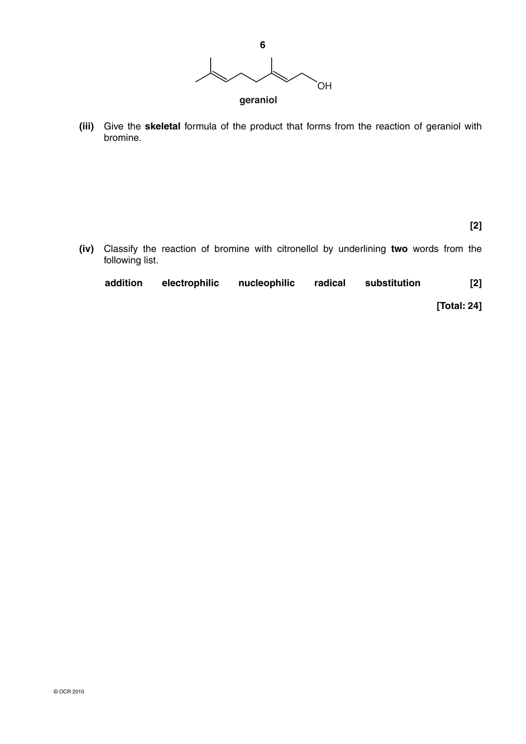geraniol

**(iii)** Give the **skeletal** formula of the product that forms from the reaction of geraniol with bromine.

**[2]**

**(iv)** Classify the reaction of bromine with citronellol by underlining **two** words from the following list.

**addition** **electrophilic** **nucleophilic** **radical** **substitution** **[2]**

**[Total: 24]**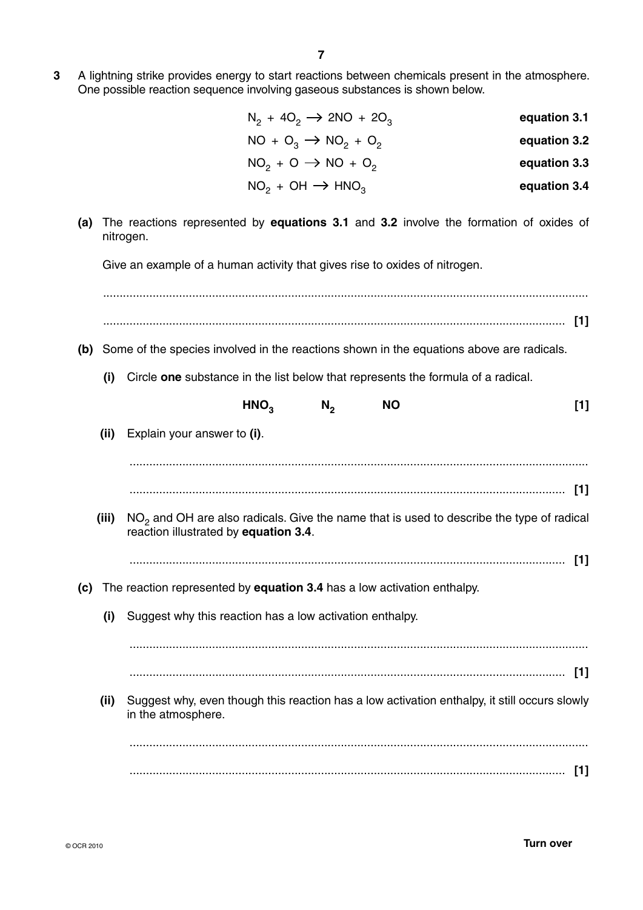**3** A lightning strike provides energy to start reactions between chemicals present in the atmosphere. One possible reaction sequence involving gaseous substances is shown below.

$$N_2 + 4O_2 \rightarrow 2NO + 2O_3 \qquad \textbf{equation 3.1}$$

$$NO + O_3 \rightarrow NO_2 + O_2 \qquad \textbf{equation 3.2}$$

$$NO_2 + O \rightarrow NO + O_2 \qquad \textbf{equation 3.3}$$

$$NO_2 + OH \rightarrow HNO_3 \qquad \textbf{equation 3.4}$$

**(a)** The reactions represented by **equations 3.1** and **3.2** involve the formation of oxides of nitrogen.

Give an example of a human activity that gives rise to oxides of nitrogen.

.......................................................................................................................................

....................................................................................................................................... **[1]**

**(b)** Some of the species involved in the reactions shown in the equations above are radicals.

**(i)** Circle **one** substance in the list below that represents the formula of a radical.

**$HNO_3$**　　　**$N_2$**　　　**NO** **[1]**

**(ii)** Explain your answer to **(i)**.

.......................................................................................................................................

....................................................................................................................................... **[1]**

**(iii)** $NO_2$ and OH are also radicals. Give the name that is used to describe the type of radical reaction illustrated by **equation 3.4**.

....................................................................................................................................... **[1]**

**(c)** The reaction represented by **equation 3.4** has a low activation enthalpy.

**(i)** Suggest why this reaction has a low activation enthalpy.

.......................................................................................................................................

....................................................................................................................................... **[1]**

**(ii)** Suggest why, even though this reaction has a low activation enthalpy, it still occurs slowly in the atmosphere.

.......................................................................................................................................

....................................................................................................................................... **[1]**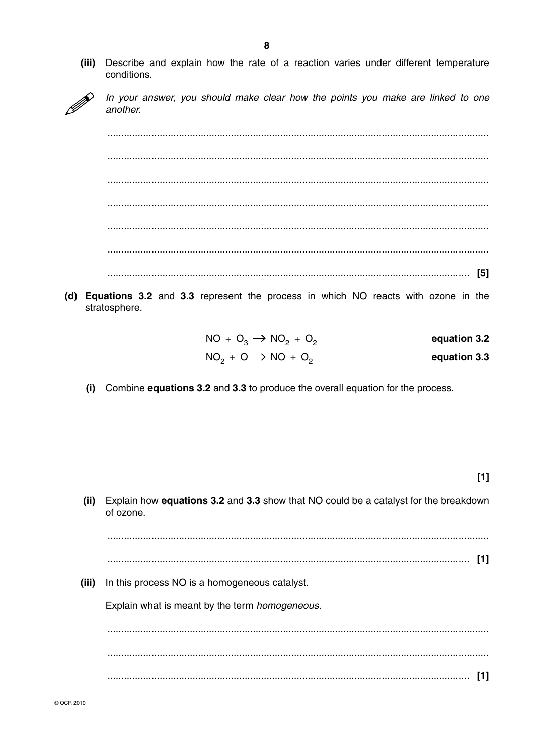(iii) Describe and explain how the rate of a reaction varies under different temperature conditions.

*In your answer, you should make clear how the points you make are linked to one another.*

..........................................................................................................................................

..........................................................................................................................................

..........................................................................................................................................

..........................................................................................................................................

..........................................................................................................................................

..........................................................................................................................................

.................................................................................................................................. [5]

**(d)** **Equations 3.2** and **3.3** represent the process in which NO reacts with ozone in the stratosphere.

$$NO + O_3 \rightarrow NO_2 + O_2 \qquad \textbf{equation 3.2}$$

$$NO_2 + O \rightarrow NO + O_2 \qquad \textbf{equation 3.3}$$

(i) Combine **equations 3.2** and **3.3** to produce the overall equation for the process.

[1]

(ii) Explain how **equations 3.2** and **3.3** show that NO could be a catalyst for the breakdown of ozone.

..........................................................................................................................................

.................................................................................................................................. [1]

(iii) In this process NO is a homogeneous catalyst.

Explain what is meant by the term *homogeneous*.

..........................................................................................................................................

..........................................................................................................................................

.................................................................................................................................. [1]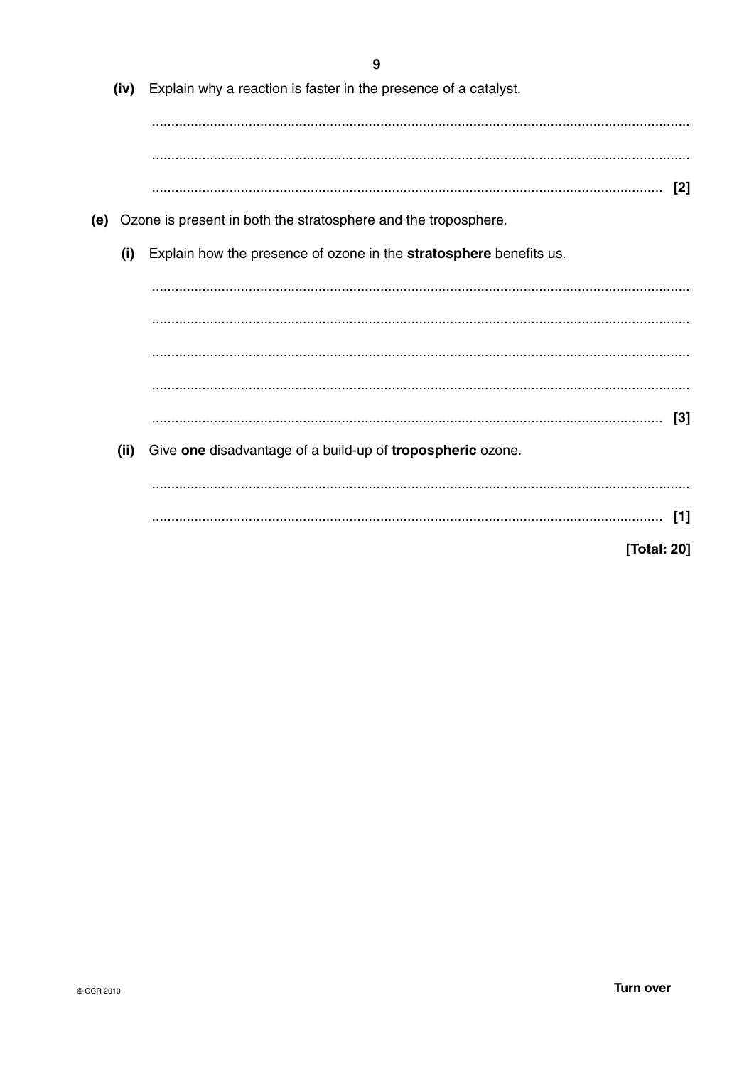(iv) Explain why a reaction is faster in the presence of a catalyst.

.......................................................................................................................................

.......................................................................................................................................

.......................................................................................................................................  [2]

(e) Ozone is present in both the stratosphere and the troposphere.

(i) Explain how the presence of ozone in the **stratosphere** benefits us.

.......................................................................................................................................

.......................................................................................................................................

.......................................................................................................................................

.......................................................................................................................................

.......................................................................................................................................  [3]

(ii) Give **one** disadvantage of a build-up of **tropospheric** ozone.

.......................................................................................................................................

.......................................................................................................................................  [1]

[Total: 20]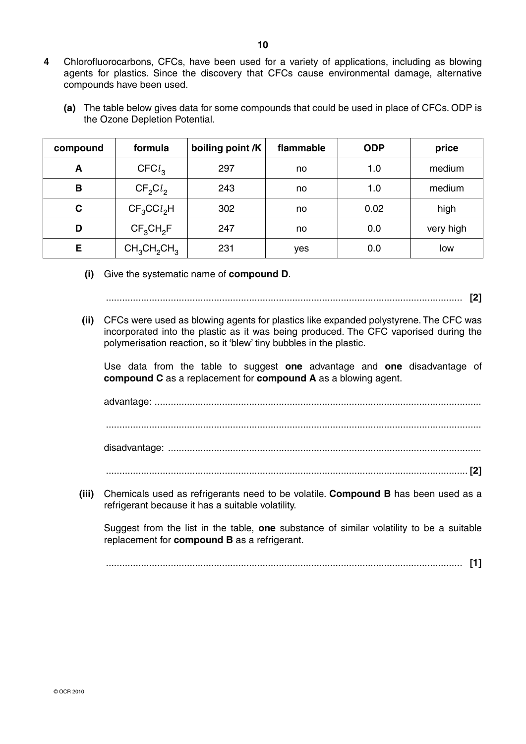**4** Chlorofluorocarbons, CFCs, have been used for a variety of applications, including as blowing agents for plastics. Since the discovery that CFCs cause environmental damage, alternative compounds have been used.

**(a)** The table below gives data for some compounds that could be used in place of CFCs. ODP is the Ozone Depletion Potential.

| compound | formula | boiling point /K | flammable | ODP | price |
|---|---|---|---|---|---|
| **A** | $CFCl_3$ | 297 | no | 1.0 | medium |
| **B** | $CF_2Cl_2$ | 243 | no | 1.0 | medium |
| **C** | $CF_3CCl_2H$ | 302 | no | 0.02 | high |
| **D** | $CF_3CH_2F$ | 247 | no | 0.0 | very high |
| **E** | $CH_3CH_2CH_3$ | 231 | yes | 0.0 | low |

**(i)** Give the systematic name of **compound D**.

.................................................................................................................................. **[2]**

**(ii)** CFCs were used as blowing agents for plastics like expanded polystyrene. The CFC was incorporated into the plastic as it was being produced. The CFC vaporised during the polymerisation reaction, so it 'blew' tiny bubbles in the plastic.

Use data from the table to suggest **one** advantage and **one** disadvantage of **compound C** as a replacement for **compound A** as a blowing agent.

advantage: .......................................................................................................................

..........................................................................................................................................

disadvantage: ...................................................................................................................

.......................................................................................................................................... **[2]**

**(iii)** Chemicals used as refrigerants need to be volatile. **Compound B** has been used as a refrigerant because it has a suitable volatility.

Suggest from the list in the table, **one** substance of similar volatility to be a suitable replacement for **compound B** as a refrigerant.

.................................................................................................................................. **[1]**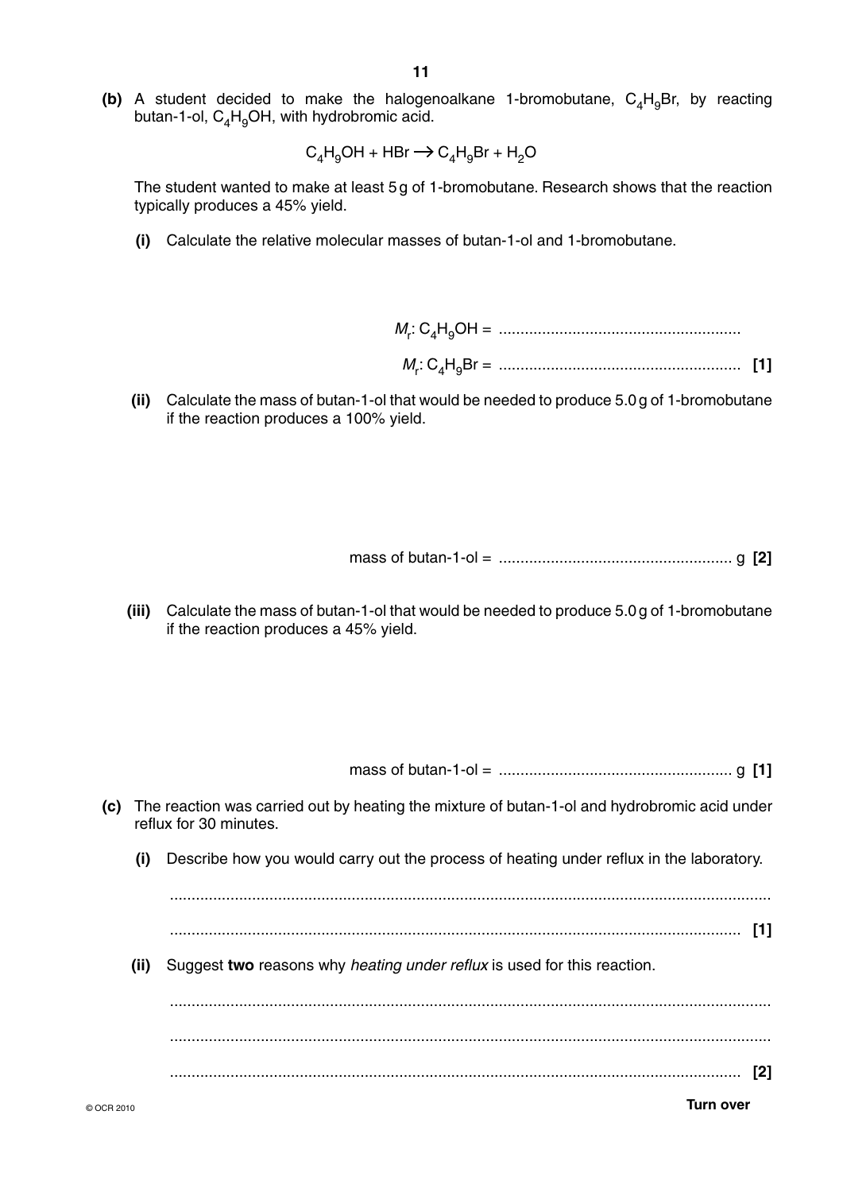**(b)** A student decided to make the halogenoalkane 1-bromobutane, $C_4H_9Br$, by reacting butan-1-ol, $C_4H_9OH$, with hydrobromic acid.

$$C_4H_9OH + HBr \rightarrow C_4H_9Br + H_2O$$

The student wanted to make at least 5 g of 1-bromobutane. Research shows that the reaction typically produces a 45% yield.

**(i)** Calculate the relative molecular masses of butan-1-ol and 1-bromobutane.

$M_r$: $C_4H_9OH$ = ........................................................

$M_r$: $C_4H_9Br$ = ........................................................ **[1]**

**(ii)** Calculate the mass of butan-1-ol that would be needed to produce 5.0 g of 1-bromobutane if the reaction produces a 100% yield.

mass of butan-1-ol = ...................................................... g **[2]**

**(iii)** Calculate the mass of butan-1-ol that would be needed to produce 5.0 g of 1-bromobutane if the reaction produces a 45% yield.

mass of butan-1-ol = ...................................................... g **[1]**

**(c)** The reaction was carried out by heating the mixture of butan-1-ol and hydrobromic acid under reflux for 30 minutes.

**(i)** Describe how you would carry out the process of heating under reflux in the laboratory.

...........................................................................................................................

........................................................................................................................... **[1]**

**(ii)** Suggest **two** reasons why *heating under reflux* is used for this reaction.

...........................................................................................................................

...........................................................................................................................

........................................................................................................................... **[2]**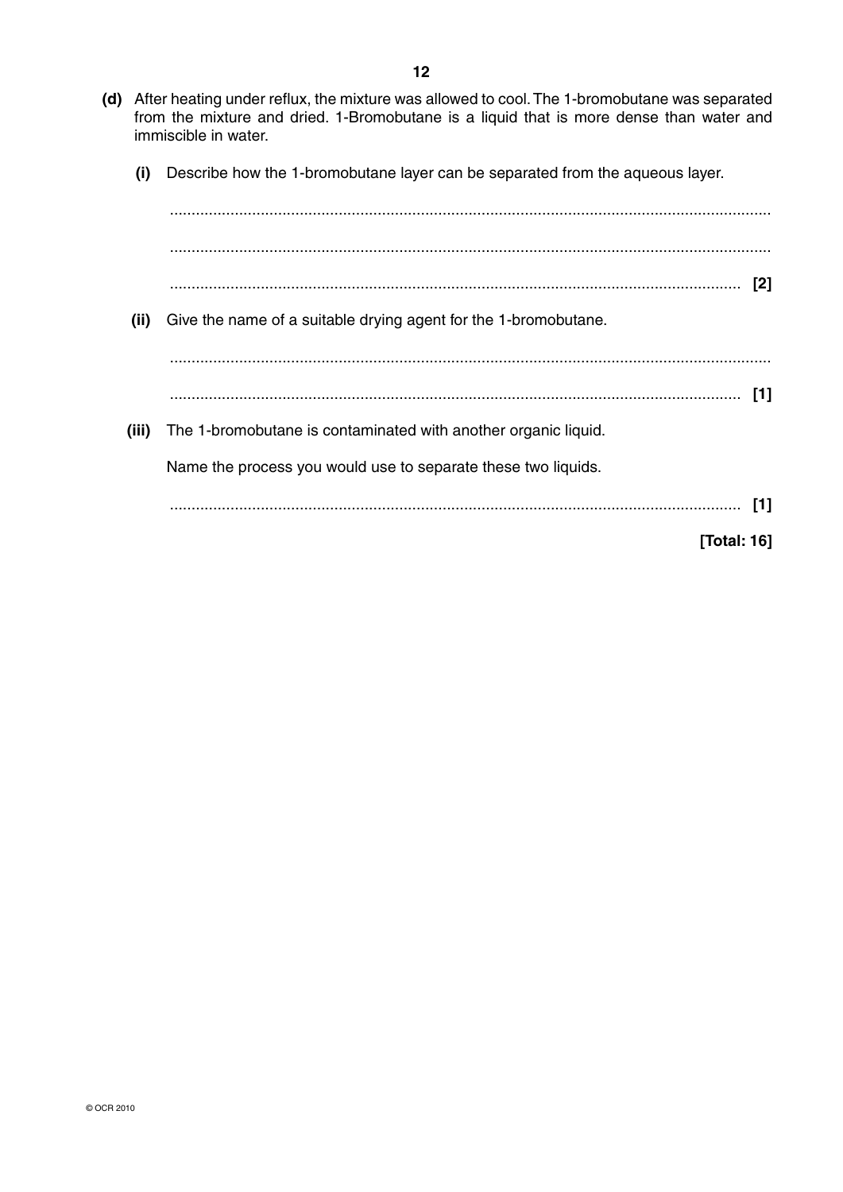**(d)** After heating under reflux, the mixture was allowed to cool. The 1-bromobutane was separated from the mixture and dried. 1-Bromobutane is a liquid that is more dense than water and immiscible in water.

**(i)** Describe how the 1-bromobutane layer can be separated from the aqueous layer.

..........................................................................................................................................

..........................................................................................................................................

.................................................................................................................................... **[2]**

**(ii)** Give the name of a suitable drying agent for the 1-bromobutane.

..........................................................................................................................................

.................................................................................................................................... **[1]**

**(iii)** The 1-bromobutane is contaminated with another organic liquid.

Name the process you would use to separate these two liquids.

.................................................................................................................................... **[1]**

**[Total: 16]**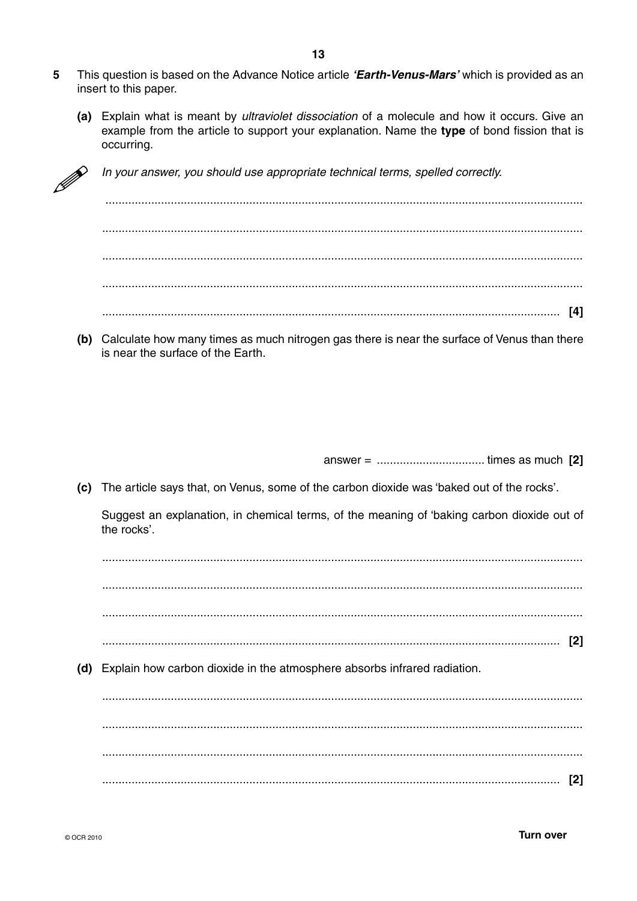5 This question is based on the Advance Notice article ***'Earth-Venus-Mars'*** which is provided as an insert to this paper.

**(a)** Explain what is meant by *ultraviolet dissociation* of a molecule and how it occurs. Give an example from the article to support your explanation. Name the **type** of bond fission that is occurring.

*In your answer, you should use appropriate technical terms, spelled correctly.*

.................................................................................................................................................

.................................................................................................................................................

.................................................................................................................................................

.................................................................................................................................................

................................................................................................................................................. **[4]**

**(b)** Calculate how many times as much nitrogen gas there is near the surface of Venus than there is near the surface of the Earth.

answer = ................................. times as much **[2]**

**(c)** The article says that, on Venus, some of the carbon dioxide was 'baked out of the rocks'.

Suggest an explanation, in chemical terms, of the meaning of 'baking carbon dioxide out of the rocks'.

.................................................................................................................................................

.................................................................................................................................................

.................................................................................................................................................

................................................................................................................................................. **[2]**

**(d)** Explain how carbon dioxide in the atmosphere absorbs infrared radiation.

.................................................................................................................................................

.................................................................................................................................................

.................................................................................................................................................

................................................................................................................................................. **[2]**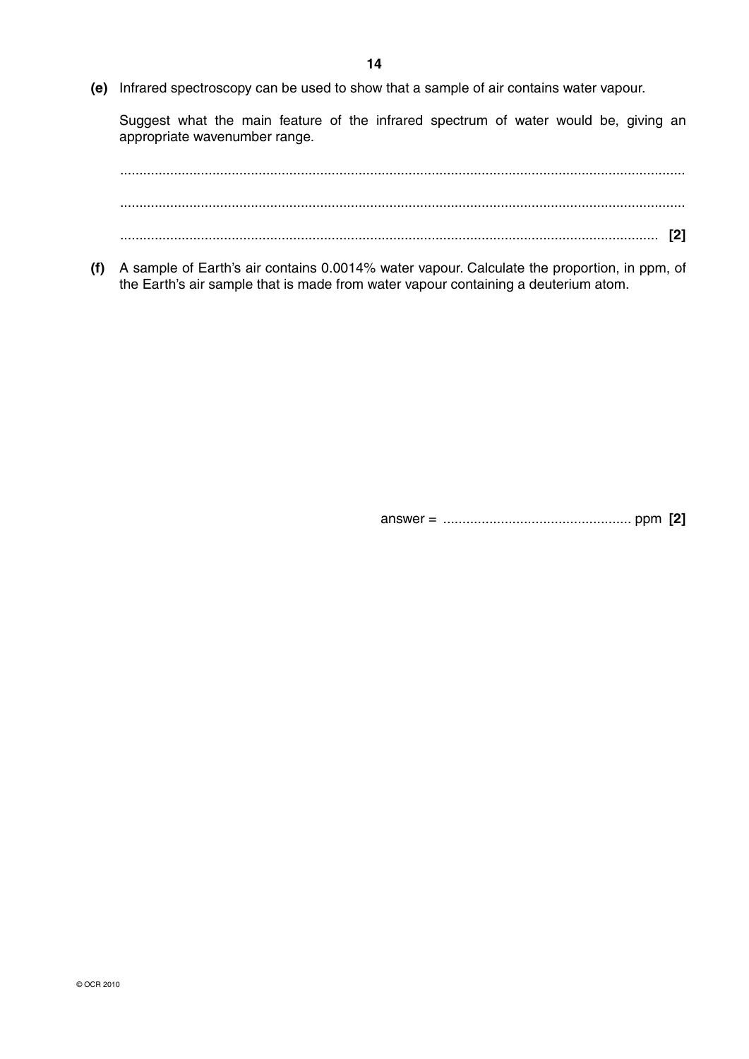**(e)** Infrared spectroscopy can be used to show that a sample of air contains water vapour.

Suggest what the main feature of the infrared spectrum of water would be, giving an appropriate wavenumber range.

..........................................................................................................................................

..........................................................................................................................................

.................................................................................................................................... **[2]**

**(f)** A sample of Earth's air contains 0.0014% water vapour. Calculate the proportion, in ppm, of the Earth's air sample that is made from water vapour containing a deuterium atom.

answer = ................................................. ppm **[2]**

© OCR 2010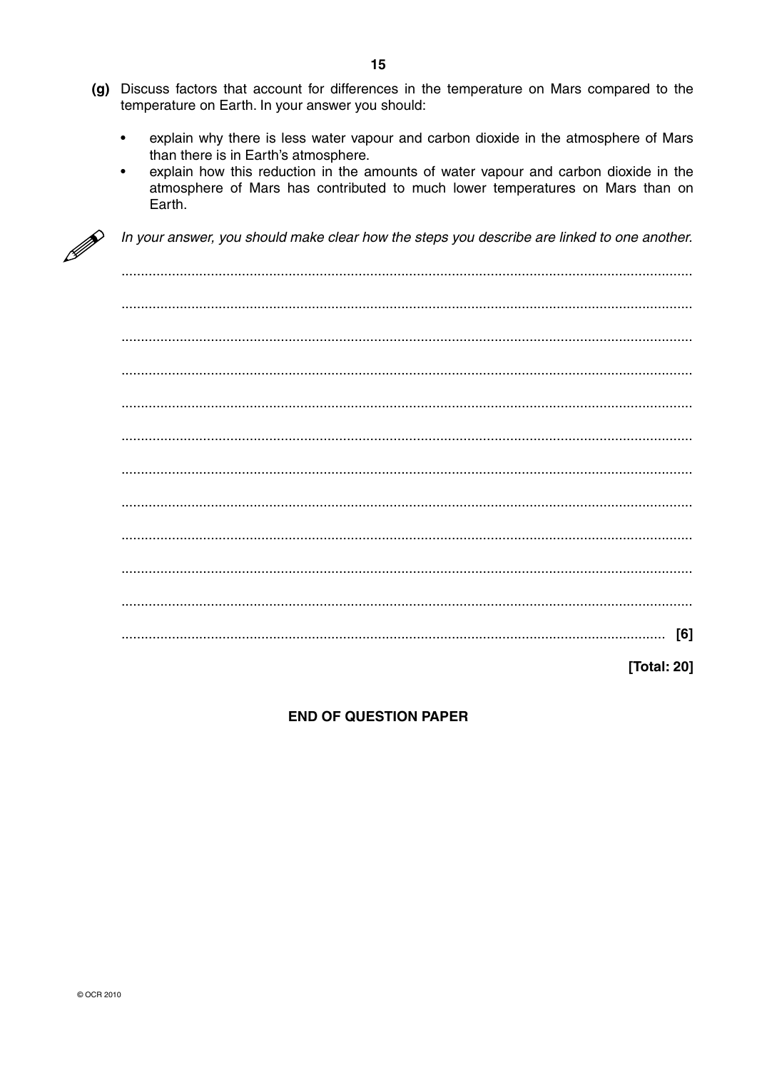**(g)** Discuss factors that account for differences in the temperature on Mars compared to the temperature on Earth. In your answer you should:

- explain why there is less water vapour and carbon dioxide in the atmosphere of Mars than there is in Earth's atmosphere.
- explain how this reduction in the amounts of water vapour and carbon dioxide in the atmosphere of Mars has contributed to much lower temperatures on Mars than on Earth.

*In your answer, you should make clear how the steps you describe are linked to one another.*

..........................................................................................................................................

..........................................................................................................................................

..........................................................................................................................................

..........................................................................................................................................

..........................................................................................................................................

..........................................................................................................................................

..........................................................................................................................................

..........................................................................................................................................

..........................................................................................................................................

..........................................................................................................................................

..........................................................................................................................................

.................................................................................................................................... [6]

**[Total: 20]**

**END OF QUESTION PAPER**

© OCR 2010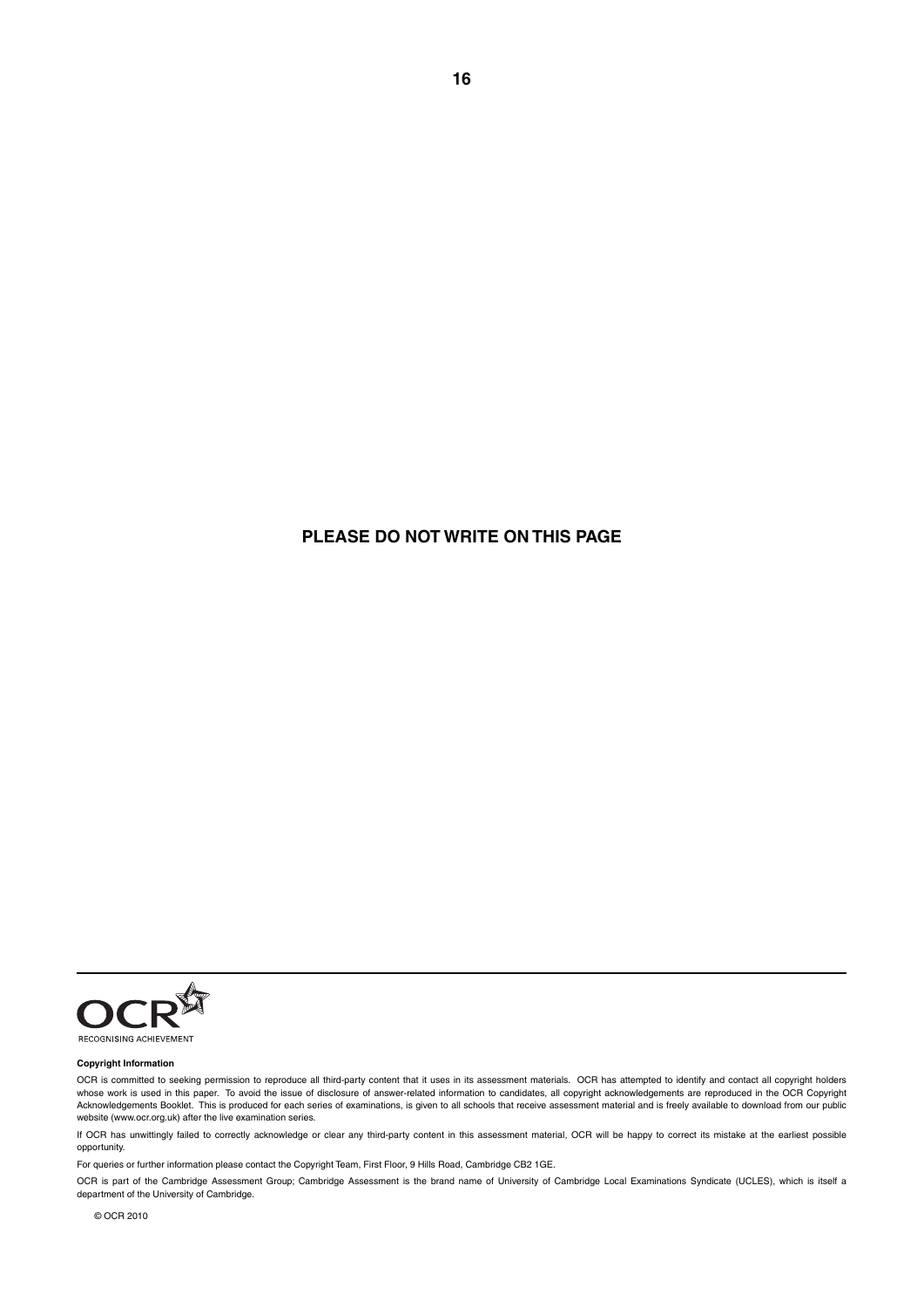**PLEASE DO NOT WRITE ON THIS PAGE**

OCR
RECOGNISING ACHIEVEMENT

**Copyright Information**

OCR is committed to seeking permission to reproduce all third-party content that it uses in its assessment materials. OCR has attempted to identify and contact all copyright holders whose work is used in this paper. To avoid the issue of disclosure of answer-related information to candidates, all copyright acknowledgements are reproduced in the OCR Copyright Acknowledgements Booklet. This is produced for each series of examinations, is given to all schools that receive assessment material and is freely available to download from our public website (www.ocr.org.uk) after the live examination series.

If OCR has unwittingly failed to correctly acknowledge or clear any third-party content in this assessment material, OCR will be happy to correct its mistake at the earliest possible opportunity.

For queries or further information please contact the Copyright Team, First Floor, 9 Hills Road, Cambridge CB2 1GE.

OCR is part of the Cambridge Assessment Group; Cambridge Assessment is the brand name of University of Cambridge Local Examinations Syndicate (UCLES), which is itself a department of the University of Cambridge.

© OCR 2010